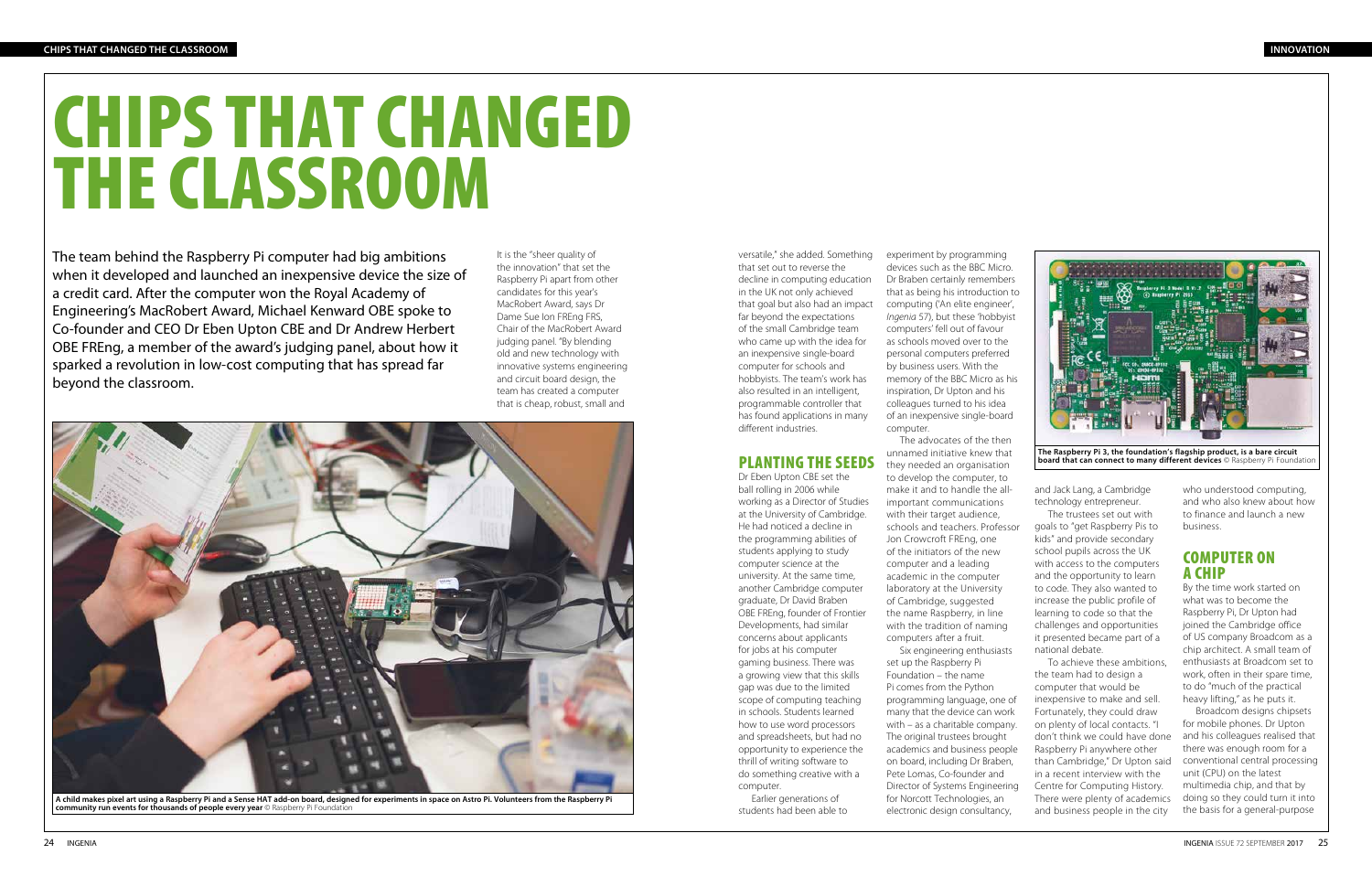# CHIPS THAT CHANGED THE CLASSROOM

The team behind the Raspberry Pi computer had big ambitions when it developed and launched an inexpensive device the size of a credit card. After the computer won the Royal Academy of Engineering's MacRobert Award, Michael Kenward OBE spoke to Co-founder and CEO Dr Eben Upton CBE and Dr Andrew Herbert OBE FREng, a member of the award's judging panel, about how it sparked a revolution in low-cost computing that has spread far beyond the classroom.

It is the "sheer quality of the innovation" that set the Raspberry Pi apart from other candidates for this year's MacRobert Award, says Dr Dame Sue Ion FREng FRS, Chair of the MacRobert Award judging panel. "By blending old and new technology with innovative systems engineering and circuit board design, the team has created a computer that is cheap, robust, small and versatile," she added. Something that set out to reverse the decline in computing education in the UK not only achieved that goal but also had an impact far beyond the expectations of the small Cambridge team who came up with the idea for an inexpensive single-board computer for schools and hobbyists. The team's work has also resulted in an intelligent, programmable controller that has found applications in many different industries.

A child makes pixel art using a Raspberry Pi and a Sense HAT add-on board, designed for experiments in space on Astro Pi. Volunteers from the Raspberry Pi community run events for thousands of people every year © Raspberry Pi Foundation

## PLANTING THE SEEDS

Dr Eben Upton CBE set the ball rolling in 2006 while working as a Director of Studies at the University of Cambridge. He had noticed a decline in the programming abilities of students applying to study computer science at the university. At the same time, another Cambridge computer graduate, Dr David Braben OBE FREng, founder of Frontier Developments, had similar concerns about applicants for jobs at his computer gaming business. There was a growing view that this skills gap was due to the limited scope of computing teaching in schools. Students learned how to use word processors and spreadsheets, but had no opportunity to experience the thrill of writing software to do something creative with a computer.

Earlier generations of students had been able to experiment by programming devices such as the BBC Micro. Dr Braben certainly remembers that as being his introduction to computing ('An elite engineer', *Ingenia* 57), but these 'hobbyist computers' fell out of favour as schools moved over to the personal computers preferred by business users. With the memory of the BBC Micro as his inspiration, Dr Upton and his colleagues turned to his idea of an inexpensive single-board computer.

The advocates of the then unnamed initiative knew that they needed an organisation to develop the computer, to make it and to handle the all-important communications with their target audience, schools and teachers. Professor Jon Crowcroft FREng, one of the initiators of the new computer and a leading academic in the computer laboratory at the University of Cambridge, suggested the name Raspberry, in line with the tradition of naming computers after a fruit.

Six engineering enthusiasts set up the Raspberry Pi Foundation – the name Pi comes from the Python programming language, one of many that the device can work with – as a charitable company. The original trustees brought academics and business people on board, including Dr Braben, Pete Lomas, Co-founder and Director of Systems Engineering for Norcott Technologies, an electronic design consultancy, and Jack Lang, a Cambridge technology entrepreneur.

The Raspberry Pi 3, the foundation's flagship product, is a bare circuit board that can connect to many different devices © Raspberry Pi Foundation

The trustees set out with goals to "get Raspberry Pis to kids" and provide secondary school pupils across the UK with access to the computers and the opportunity to learn to code. They also wanted to increase the public profile of learning to code so that the challenges and opportunities it presented became part of a national debate.

To achieve these ambitions, the team had to design a computer that would be inexpensive to make and sell. Fortunately, they could draw on plenty of local contacts. "I don't think we could have done Raspberry Pi anywhere other than Cambridge," Dr Upton said in a recent interview with the Centre for Computing History. There were plenty of academics and business people in the city who understood computing, and who also knew about how to finance and launch a new business.

## COMPUTER ON A CHIP

By the time work started on what was to become the Raspberry Pi, Dr Upton had joined the Cambridge office of US company Broadcom as a chip architect. A small team of enthusiasts at Broadcom set to work, often in their spare time, to do "much of the practical heavy lifting," as he puts it.

Broadcom designs chipsets for mobile phones. Dr Upton and his colleagues realised that there was enough room for a conventional central processing unit (CPU) on the latest multimedia chip, and that by doing so they could turn it into the basis for a general-purpose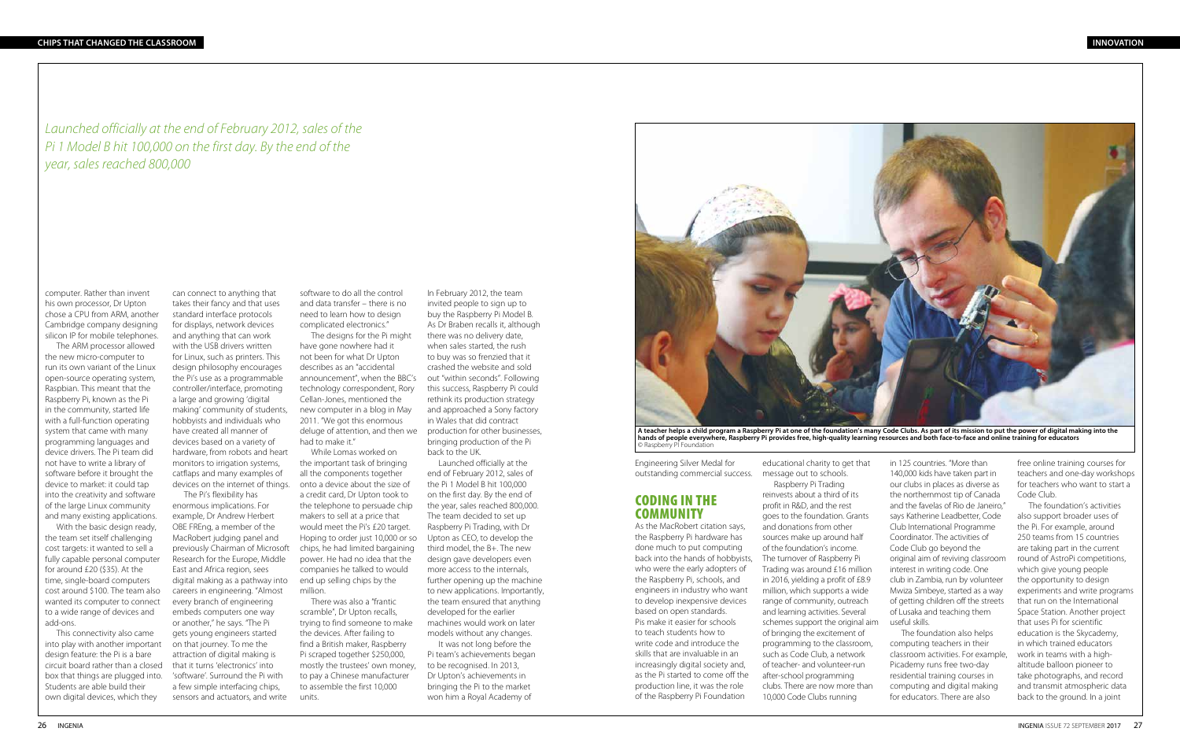*Launched officially at the end of February 2012, sales of the Pi 1 Model B hit 100,000 on the first day. By the end of the year, sales reached 800,000*

computer. Rather than invent his own processor, Dr Upton chose a CPU from ARM, another Cambridge company designing silicon IP for mobile telephones.

The ARM processor allowed the new micro-computer to run its own variant of the Linux open-source operating system, Raspbian. This meant that the Raspberry Pi, known as the Pi in the community, started life with a full-function operating system that came with many programming languages and device drivers. The Pi team did not have to write a library of software before it brought the device to market: it could tap into the creativity and software of the large Linux community and many existing applications.

With the basic design ready, the team set itself challenging cost targets: it wanted to sell a fully capable personal computer for around £20 ($35). At the time, single-board computers cost around $100. The team also wanted its computer to connect to a wide range of devices and add-ons.

This connectivity also came into play with another important design feature: the Pi is a bare circuit board rather than a closed box that things are plugged into. Students are able build their own digital devices, which they can connect to anything that takes their fancy and that uses standard interface protocols for displays, network devices and anything that can work with the USB drivers written for Linux, such as printers. This design philosophy encourages the Pi's use as a programmable controller/interface, promoting a large and growing 'digital making' community of students, hobbyists and individuals who have created all manner of devices based on a variety of hardware, from robots and heart monitors to irrigation systems, catflaps and many examples of devices on the internet of things.

The Pi's flexibility has enormous implications. For example, Dr Andrew Herbert OBE FREng, a member of the MacRobert judging panel and previously Chairman of Microsoft Research for the Europe, Middle East and Africa region, sees digital making as a pathway into careers in engineering. "Almost every branch of engineering embeds computers one way or another," he says. "The Pi gets young engineers started on that journey. To me the attraction of digital making is that it turns 'electronics' into 'software'. Surround the Pi with a few simple interfacing chips, sensors and actuators, and write software to do all the control and data transfer – there is no need to learn how to design complicated electronics."

The designs for the Pi might have gone nowhere had it not been for what Dr Upton describes as an "accidental announcement", when the BBC's technology correspondent, Rory Cellan-Jones, mentioned the new computer in a blog in May 2011. "We got this enormous deluge of attention, and then we had to make it."

While Lomas worked on the important task of bringing all the components together onto a device about the size of a credit card, Dr Upton took to the telephone to persuade chip makers to sell at a price that would meet the Pi's £20 target. Hoping to order just 10,000 or so chips, he had limited bargaining power. He had no idea that the companies he talked to would end up selling chips by the million.

There was also a "frantic scramble", Dr Upton recalls, to find someone to make the devices. After failing to find a British maker, Raspberry Pi scraped together $250,000, mostly the trustees' own money, to pay a Chinese manufacturer to assemble the first 10,000 units.

In February 2012, the team invited people to sign up to buy the Raspberry Pi Model B. As Dr Braben recalls it, although there was no delivery date, when sales started, the rush to buy was so frenzied that it crashed the website and sold out "within seconds". Following this success, Raspberry Pi could rethink its production strategy and approached a Sony factory in Wales that did contract production for other businesses, bringing production of the Pi back to the UK.

Launched officially at the end of February 2012, sales of the Pi 1 Model B hit 100,000 on the first day. By the end of the year, sales reached 800,000. The team decided to set up Raspberry Pi Trading, with Dr Upton as CEO, to develop the third model, the B+. The new design gave developers even more access to the internals, further opening up the machine to new applications. Importantly, the team ensured that anything developed for the earlier machines would work on later models without any changes.

It was not long before the Pi team's achievements began to be recognised. In 2013, Dr Upton's achievements in bringing the Pi to the market won him a Royal Academy of Engineering Silver Medal for outstanding commercial success.

**A teacher helps a child program a Raspberry Pi at one of the foundation's many Code Clubs. As part of its mission to put the power of digital making into the hands of people everywhere, Raspberry Pi provides free, high-quality learning resources and both face-to-face and online training for educators**
© Raspberry Pi Foundation

## CODING IN THE COMMUNITY

As the MacRobert citation says, the Raspberry Pi hardware has done much to put computing back into the hands of hobbyists, who were the early adopters of the Raspberry Pi, schools, and engineers in industry who want to develop inexpensive devices based on open standards. Pis make it easier for schools to teach students how to write code and introduce the skills that are invaluable in an increasingly digital society and, as the Pi started to come off the production line, it was the role of the Raspberry Pi Foundation educational charity to get that message out to schools.

Raspberry Pi Trading reinvests about a third of its profit in R&D, and the rest goes to the foundation. Grants and donations from other sources make up around half of the foundation's income. The turnover of Raspberry Pi Trading was around £16 million in 2016, yielding a profit of £8.9 million, which supports a wide range of community, outreach and learning activities. Several schemes support the original aim of bringing the excitement of programming to the classroom, such as Code Club, a network of teacher- and volunteer-run after-school programming clubs. There are now more than 10,000 Code Clubs running in 125 countries. "More than 140,000 kids have taken part in our clubs in places as diverse as the northernmost tip of Canada and the favelas of Rio de Janeiro," says Katherine Leadbetter, Code Club International Programme Coordinator. The activities of Code Club go beyond the original aim of reviving classroom interest in writing code. One club in Zambia, run by volunteer Mwiza Simbeye, started as a way of getting children off the streets of Lusaka and teaching them useful skills.

The foundation also helps computing teachers in their classroom activities. For example, Picademy runs free two-day residential training courses in computing and digital making for educators. There are also free online training courses for teachers and one-day workshops for teachers who want to start a Code Club.

The foundation's activities also support broader uses of the Pi. For example, around 250 teams from 15 countries are taking part in the current round of AstroPi competitions, which give young people the opportunity to design experiments and write programs that run on the International Space Station. Another project that uses Pi for scientific education is the Skycademy, in which trained educators work in teams with a high-altitude balloon pioneer to take photographs, and record and transmit atmospheric data back to the ground. In a joint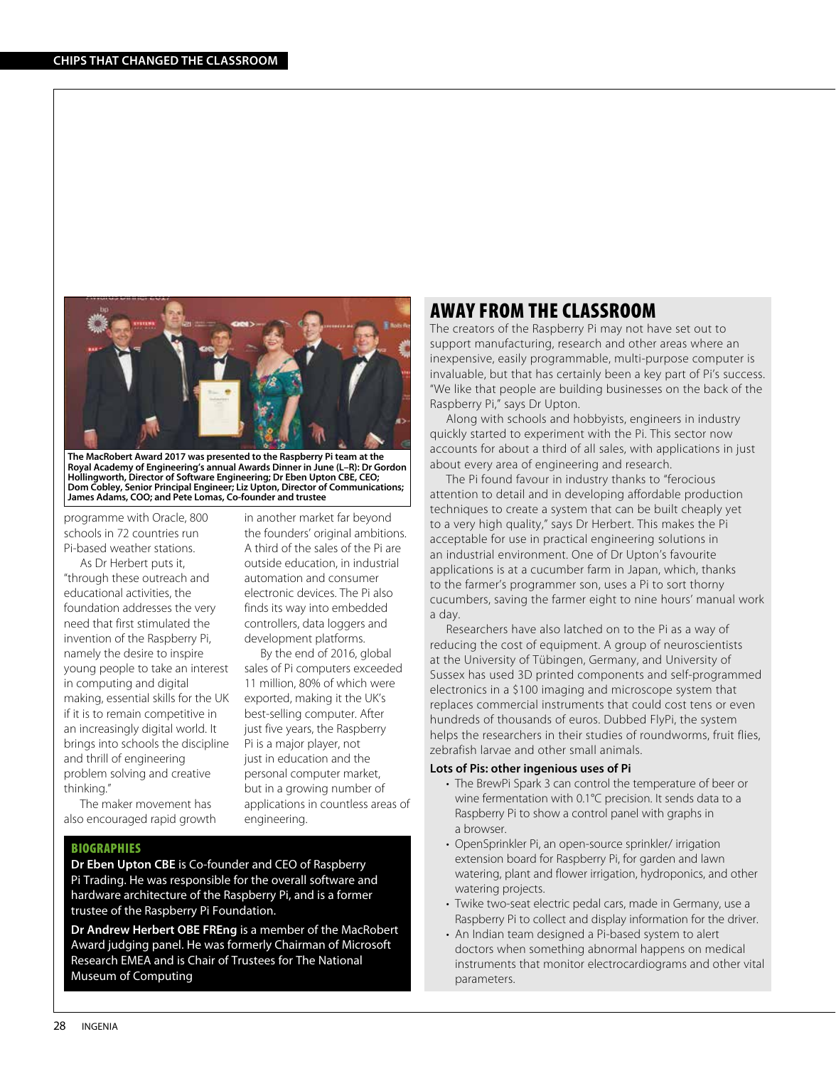The MacRobert Award 2017 was presented to the Raspberry Pi team at the Royal Academy of Engineering's annual Awards Dinner in June (L–R): Dr Gordon Hollingworth, Director of Software Engineering; Dr Eben Upton CBE, CEO; Dom Cobley, Senior Principal Engineer; Liz Upton, Director of Communications; James Adams, COO; and Pete Lomas, Co-founder and trustee

programme with Oracle, 800 schools in 72 countries run Pi-based weather stations.

As Dr Herbert puts it, "through these outreach and educational activities, the foundation addresses the very need that first stimulated the invention of the Raspberry Pi, namely the desire to inspire young people to take an interest in computing and digital making, essential skills for the UK if it is to remain competitive in an increasingly digital world. It brings into schools the discipline and thrill of engineering problem solving and creative thinking."

The maker movement has also encouraged rapid growth in another market far beyond the founders' original ambitions. A third of the sales of the Pi are outside education, in industrial automation and consumer electronic devices. The Pi also finds its way into embedded controllers, data loggers and development platforms.

By the end of 2016, global sales of Pi computers exceeded 11 million, 80% of which were exported, making it the UK's best-selling computer. After just five years, the Raspberry Pi is a major player, not just in education and the personal computer market, but in a growing number of applications in countless areas of engineering.

## BIOGRAPHIES

**Dr Eben Upton CBE** is Co-founder and CEO of Raspberry Pi Trading. He was responsible for the overall software and hardware architecture of the Raspberry Pi, and is a former trustee of the Raspberry Pi Foundation.

**Dr Andrew Herbert OBE FREng** is a member of the MacRobert Award judging panel. He was formerly Chairman of Microsoft Research EMEA and is Chair of Trustees for The National Museum of Computing

## AWAY FROM THE CLASSROOM

The creators of the Raspberry Pi may not have set out to support manufacturing, research and other areas where an inexpensive, easily programmable, multi-purpose computer is invaluable, but that has certainly been a key part of Pi's success. "We like that people are building businesses on the back of the Raspberry Pi," says Dr Upton.

Along with schools and hobbyists, engineers in industry quickly started to experiment with the Pi. This sector now accounts for about a third of all sales, with applications in just about every area of engineering and research.

The Pi found favour in industry thanks to "ferocious attention to detail and in developing affordable production techniques to create a system that can be built cheaply yet to a very high quality," says Dr Herbert. This makes the Pi acceptable for use in practical engineering solutions in an industrial environment. One of Dr Upton's favourite applications is at a cucumber farm in Japan, which, thanks to the farmer's programmer son, uses a Pi to sort thorny cucumbers, saving the farmer eight to nine hours' manual work a day.

Researchers have also latched on to the Pi as a way of reducing the cost of equipment. A group of neuroscientists at the University of Tübingen, Germany, and University of Sussex has used 3D printed components and self-programmed electronics in a $100 imaging and microscope system that replaces commercial instruments that could cost tens or even hundreds of thousands of euros. Dubbed FlyPi, the system helps the researchers in their studies of roundworms, fruit flies, zebrafish larvae and other small animals.

### Lots of Pis: other ingenious uses of Pi

- The BrewPi Spark 3 can control the temperature of beer or wine fermentation with 0.1°C precision. It sends data to a Raspberry Pi to show a control panel with graphs in a browser.
- OpenSprinkler Pi, an open-source sprinkler/ irrigation extension board for Raspberry Pi, for garden and lawn watering, plant and flower irrigation, hydroponics, and other watering projects.
- Twike two-seat electric pedal cars, made in Germany, use a Raspberry Pi to collect and display information for the driver.
- An Indian team designed a Pi-based system to alert doctors when something abnormal happens on medical instruments that monitor electrocardiograms and other vital parameters.